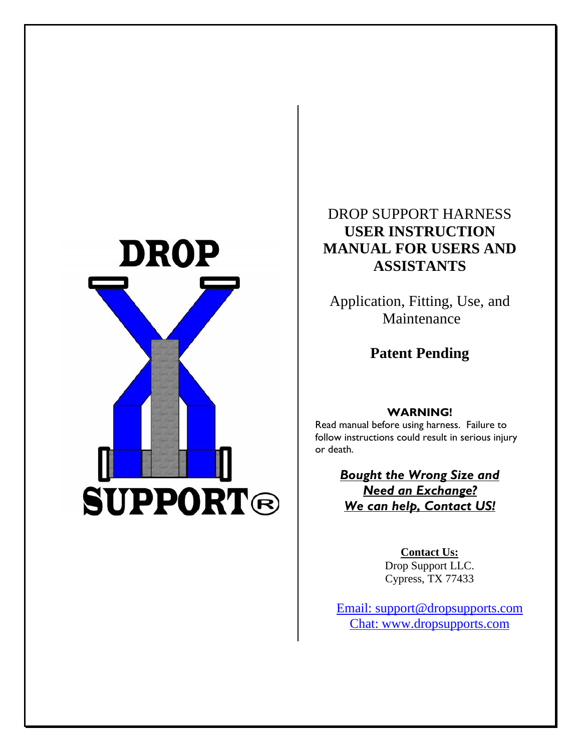DROP

SUPPORT®

# DROP SUPPORT HARNESS **USER INSTRUCTION MANUAL FOR USERS AND ASSISTANTS**

Application, Fitting, Use, and Maintenance

**Patent Pending**

**WARNING!**

Read manual before using harness. Failure to follow instructions could result in serious injury or death.

***Bought the Wrong Size and Need an Exchange? We can help, Contact US!***

**Contact Us:**
Drop Support LLC.
Cypress, TX 77433

Email: support@dropsupports.com
Chat: www.dropsupports.com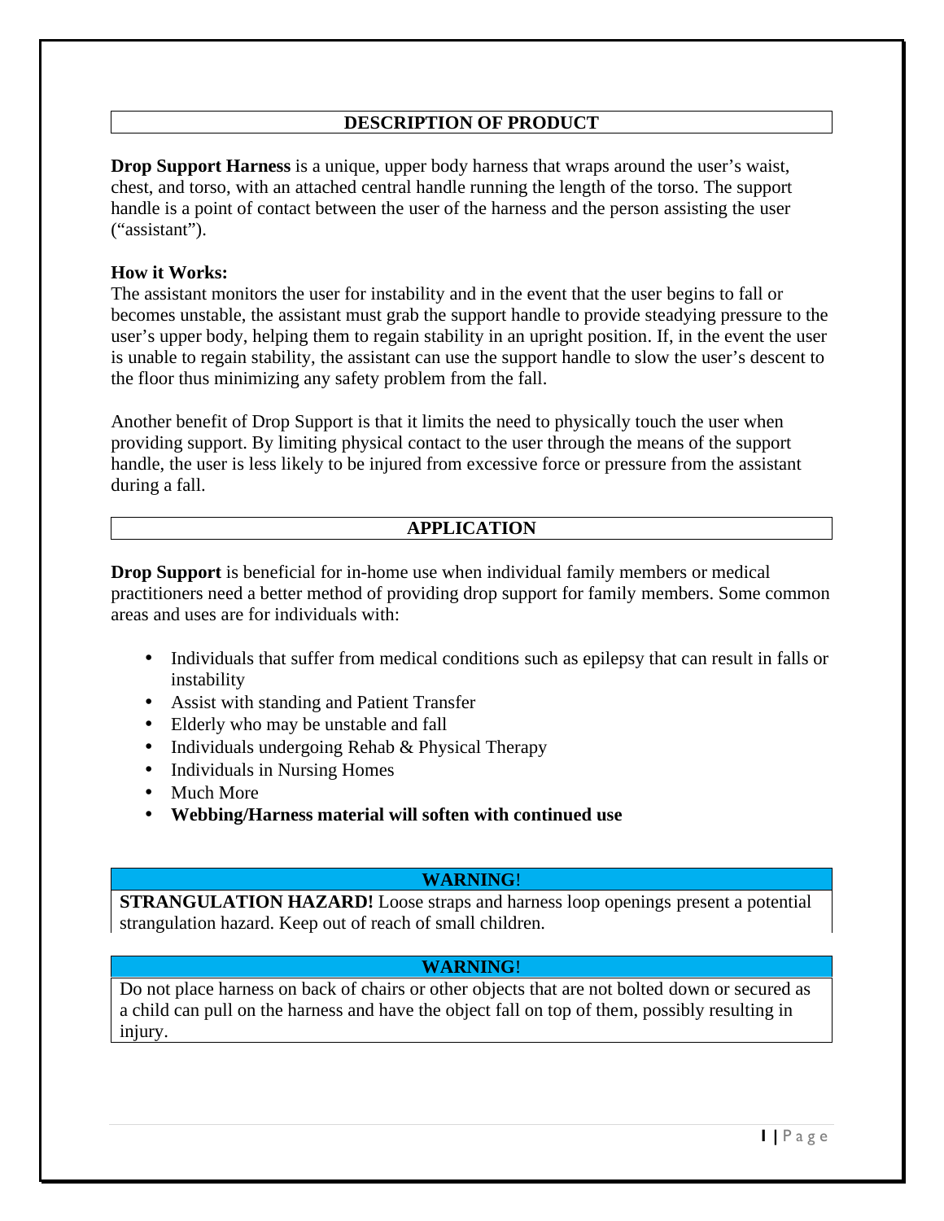## DESCRIPTION OF PRODUCT

**Drop Support Harness** is a unique, upper body harness that wraps around the user's waist, chest, and torso, with an attached central handle running the length of the torso. The support handle is a point of contact between the user of the harness and the person assisting the user ("assistant").

**How it Works:**
The assistant monitors the user for instability and in the event that the user begins to fall or becomes unstable, the assistant must grab the support handle to provide steadying pressure to the user's upper body, helping them to regain stability in an upright position. If, in the event the user is unable to regain stability, the assistant can use the support handle to slow the user's descent to the floor thus minimizing any safety problem from the fall.

Another benefit of Drop Support is that it limits the need to physically touch the user when providing support. By limiting physical contact to the user through the means of the support handle, the user is less likely to be injured from excessive force or pressure from the assistant during a fall.

## APPLICATION

**Drop Support** is beneficial for in-home use when individual family members or medical practitioners need a better method of providing drop support for family members. Some common areas and uses are for individuals with:

- Individuals that suffer from medical conditions such as epilepsy that can result in falls or instability
- Assist with standing and Patient Transfer
- Elderly who may be unstable and fall
- Individuals undergoing Rehab & Physical Therapy
- Individuals in Nursing Homes
- Much More
- **Webbing/Harness material will soften with continued use**

**WARNING!**

**STRANGULATION HAZARD!** Loose straps and harness loop openings present a potential strangulation hazard. Keep out of reach of small children.

**WARNING!**

Do not place harness on back of chairs or other objects that are not bolted down or secured as a child can pull on the harness and have the object fall on top of them, possibly resulting in injury.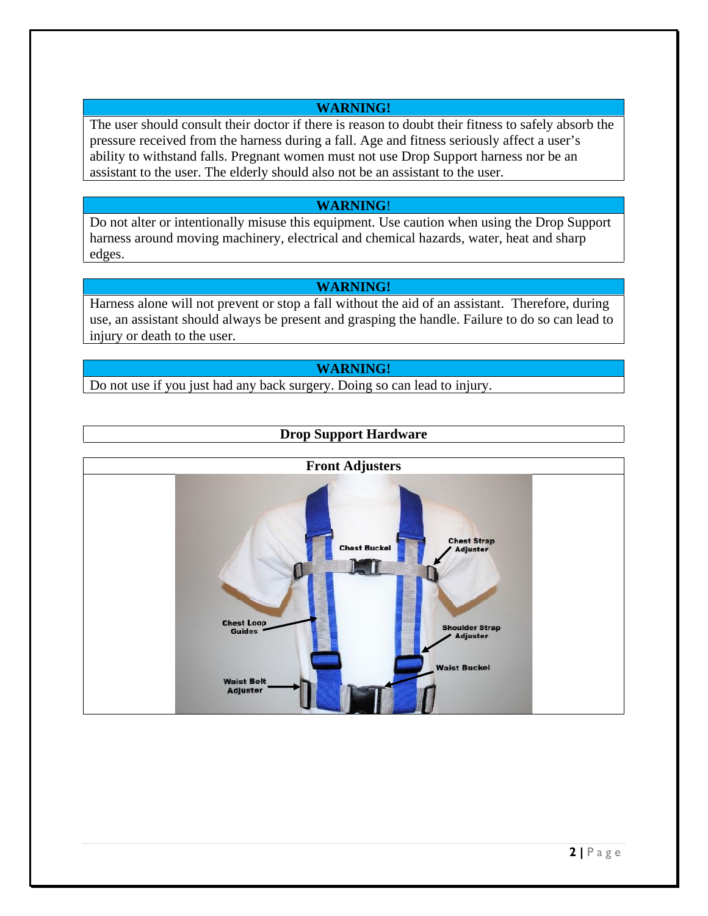**WARNING!**

The user should consult their doctor if there is reason to doubt their fitness to safely absorb the pressure received from the harness during a fall. Age and fitness seriously affect a user's ability to withstand falls. Pregnant women must not use Drop Support harness nor be an assistant to the user. The elderly should also not be an assistant to the user.

**WARNING!**

Do not alter or intentionally misuse this equipment. Use caution when using the Drop Support harness around moving machinery, electrical and chemical hazards, water, heat and sharp edges.

**WARNING!**

Harness alone will not prevent or stop a fall without the aid of an assistant. Therefore, during use, an assistant should always be present and grasping the handle. Failure to do so can lead to injury or death to the user.

**WARNING!**

Do not use if you just had any back surgery. Doing so can lead to injury.

## Drop Support Hardware

### Front Adjusters

Chest Buckel
Chest Strap Adjuster
Chest Loop Guides
Shoulder Strap Adjuster
Waist Buckel
Waist Belt Adjuster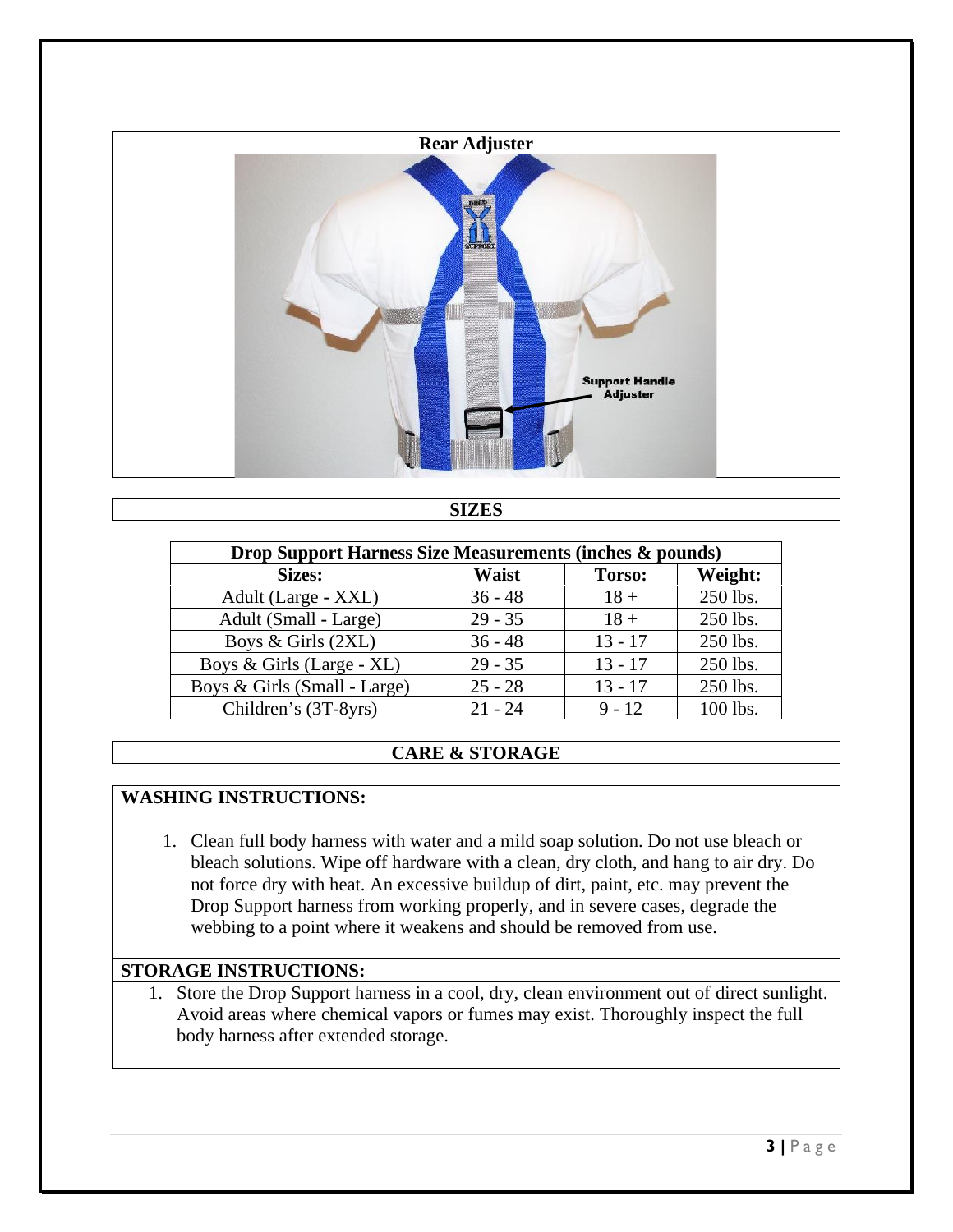## Rear Adjuster

## SIZES

| Drop Support Harness Size Measurements (inches & pounds) | | | |
|---|---|---|---|
| **Sizes:** | **Waist** | **Torso:** | **Weight:** |
| Adult (Large - XXL) | 36 - 48 | 18 + | 250 lbs. |
| Adult (Small - Large) | 29 - 35 | 18 + | 250 lbs. |
| Boys & Girls (2XL) | 36 - 48 | 13 - 17 | 250 lbs. |
| Boys & Girls (Large - XL) | 29 - 35 | 13 - 17 | 250 lbs. |
| Boys & Girls (Small - Large) | 25 - 28 | 13 - 17 | 250 lbs. |
| Children's (3T-8yrs) | 21 - 24 | 9 - 12 | 100 lbs. |

## CARE & STORAGE

### WASHING INSTRUCTIONS:

1. Clean full body harness with water and a mild soap solution. Do not use bleach or bleach solutions. Wipe off hardware with a clean, dry cloth, and hang to air dry. Do not force dry with heat. An excessive buildup of dirt, paint, etc. may prevent the Drop Support harness from working properly, and in severe cases, degrade the webbing to a point where it weakens and should be removed from use.

### STORAGE INSTRUCTIONS:

1. Store the Drop Support harness in a cool, dry, clean environment out of direct sunlight. Avoid areas where chemical vapors or fumes may exist. Thoroughly inspect the full body harness after extended storage.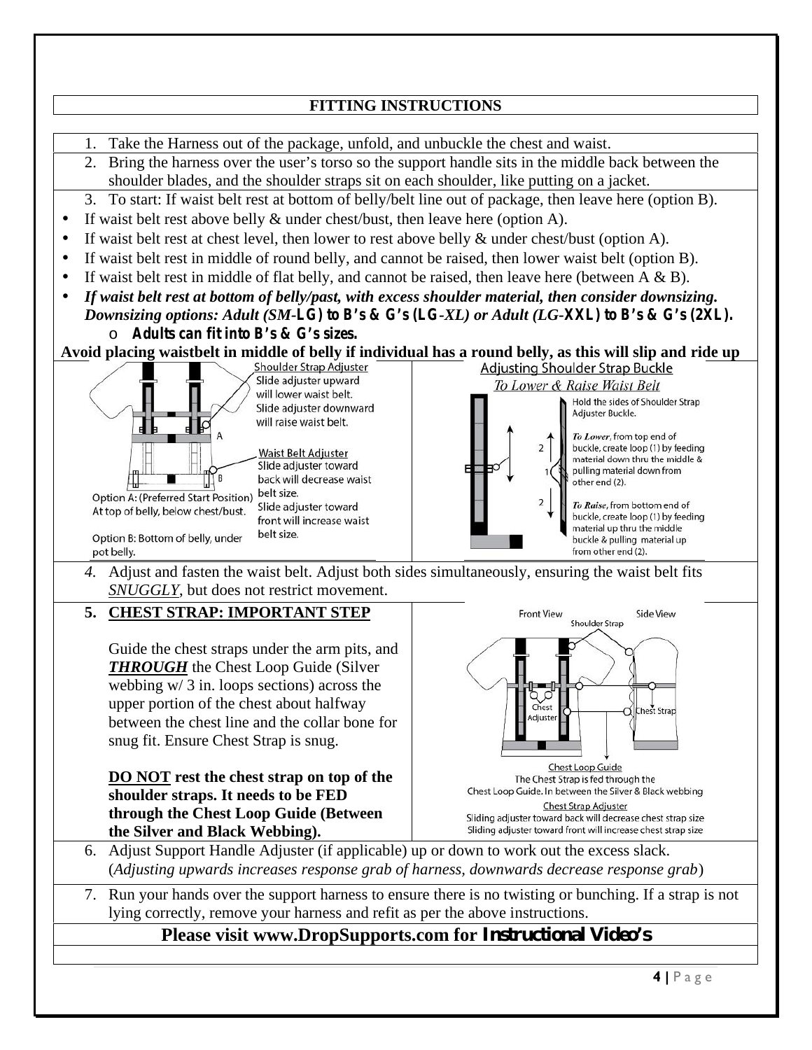## FITTING INSTRUCTIONS

1. Take the Harness out of the package, unfold, and unbuckle the chest and waist.
2. Bring the harness over the user's torso so the support handle sits in the middle back between the shoulder blades, and the shoulder straps sit on each shoulder, like putting on a jacket.
3. To start: If waist belt rest at bottom of belly/belt line out of package, then leave here (option B).

- If waist belt rest above belly & under chest/bust, then leave here (option A).
- If waist belt rest at chest level, then lower to rest above belly & under chest/bust (option A).
- If waist belt rest in middle of round belly, and cannot be raised, then lower waist belt (option B).
- If waist belt rest in middle of flat belly, and cannot be raised, then leave here (between A & B).
- ***If waist belt rest at bottom of belly/past, with excess shoulder material, then consider downsizing. Downsizing options: Adult (SM-LG) to B's & G's (LG-XL) or Adult (LG-XXL) to B's & G's (2XL).***
  - ***Adults can fit into B's & G's sizes.***

**Avoid placing waistbelt in middle of belly if individual has a round belly, as this will slip and ride up**

Shoulder Strap Adjuster
Slide adjuster upward will lower waist belt.
Slide adjuster downward will raise waist belt.

A

B

Waist Belt Adjuster
Slide adjuster toward back will decrease waist belt size.
Slide adjuster toward front will increase waist belt size.

Option A: (Preferred Start Position) At top of belly, below chest/bust.

Option B: Bottom of belly, under pot belly.

Adjusting Shoulder Strap Buckle
*To Lower & Raise Waist Belt*

Hold the sides of Shoulder Strap Adjuster Buckle.

*To Lower*, from top end of buckle, create loop (1) by feeding material down thru the middle & pulling material down from other end (2).

*To Raise*, from bottom end of buckle, create loop (1) by feeding material up thru the middle buckle & pulling material up from other end (2).

4. Adjust and fasten the waist belt. Adjust both sides simultaneously, ensuring the waist belt fits *SNUGGLY*, but does not restrict movement.
5. **CHEST STRAP: IMPORTANT STEP**

   Guide the chest straps under the arm pits, and ***THROUGH*** the Chest Loop Guide (Silver webbing w/ 3 in. loops sections) across the upper portion of the chest about halfway between the chest line and the collar bone for snug fit. Ensure Chest Strap is snug.

   **DO NOT rest the chest strap on top of the shoulder straps. It needs to be FED through the Chest Loop Guide (Between the Silver and Black Webbing).**

Front View
Side View
Shoulder Strap
Chest Adjuster
Chest Strap

Chest Loop Guide
The Chest Strap is fed through the Chest Loop Guide. In between the Silver & Black webbing

Chest Strap Adjuster
Sliding adjuster toward back will decrease chest strap size
Sliding adjuster toward front will increase chest strap size

6. Adjust Support Handle Adjuster (if applicable) up or down to work out the excess slack. (*Adjusting upwards increases response grab of harness, downwards decrease response grab*)
7. Run your hands over the support harness to ensure there is no twisting or bunching. If a strap is not lying correctly, remove your harness and refit as per the above instructions.

**Please visit www.DropSupports.com for Instructional Video's**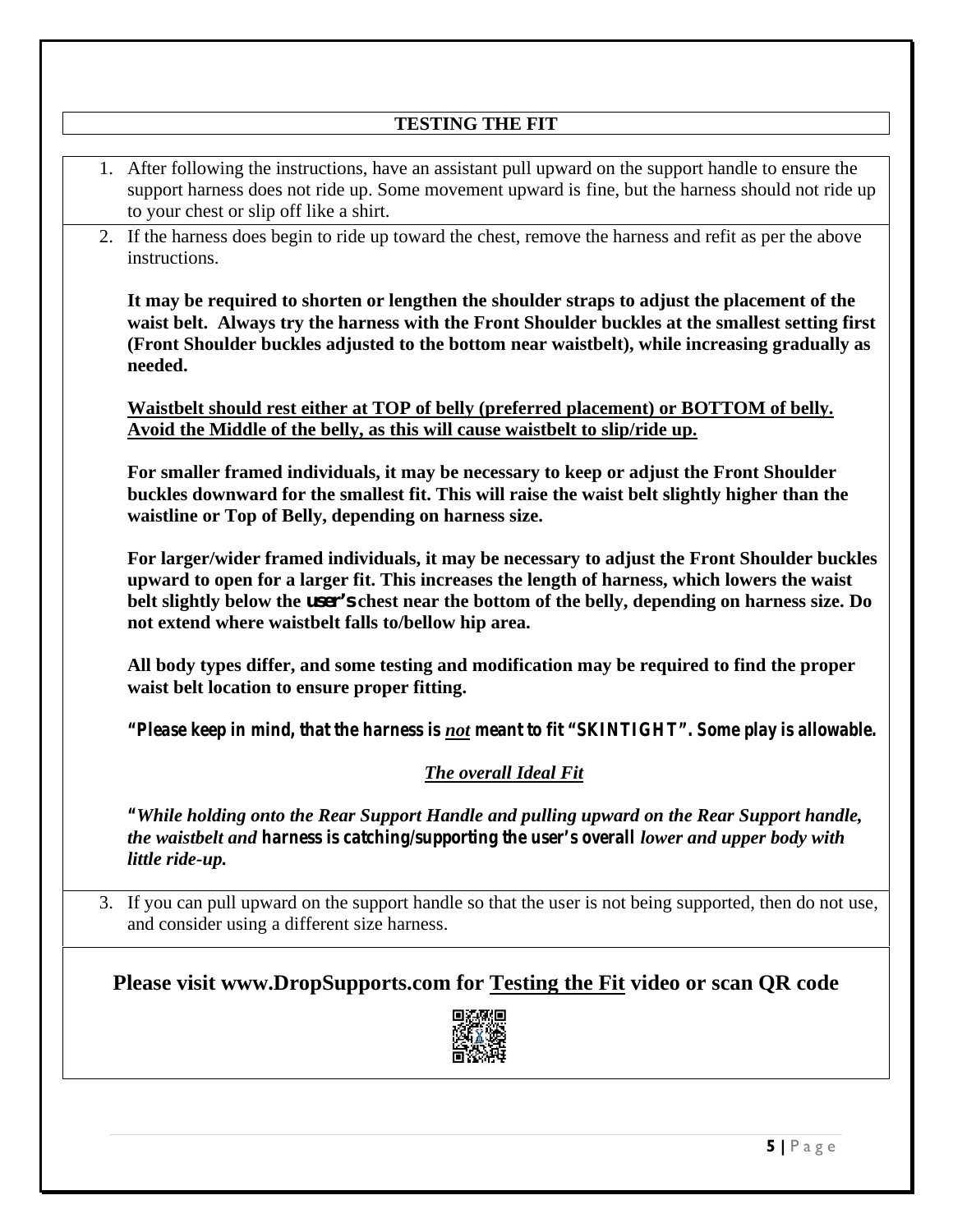## TESTING THE FIT

1. After following the instructions, have an assistant pull upward on the support handle to ensure the support harness does not ride up. Some movement upward is fine, but the harness should not ride up to your chest or slip off like a shirt.

2. If the harness does begin to ride up toward the chest, remove the harness and refit as per the above instructions.

   **It may be required to shorten or lengthen the shoulder straps to adjust the placement of the waist belt. Always try the harness with the Front Shoulder buckles at the smallest setting first (Front Shoulder buckles adjusted to the bottom near waistbelt), while increasing gradually as needed.**

   **<u>Waistbelt should rest either at TOP of belly (preferred placement) or BOTTOM of belly. Avoid the Middle of the belly, as this will cause waistbelt to slip/ride up.</u>**

   **For smaller framed individuals, it may be necessary to keep or adjust the Front Shoulder buckles downward for the smallest fit. This will raise the waist belt slightly higher than the waistline or Top of Belly, depending on harness size.**

   **For larger/wider framed individuals, it may be necessary to adjust the Front Shoulder buckles upward to open for a larger fit. This increases the length of harness, which lowers the waist belt slightly below the user's chest near the bottom of the belly, depending on harness size. Do not extend where waistbelt falls to/bellow hip area.**

   **All body types differ, and some testing and modification may be required to find the proper waist belt location to ensure proper fitting.**

   ***"Please keep in mind, that the harness is <u>not</u> meant to fit "SKINTIGHT". Some play is allowable.***

   ***<u>The overall Ideal Fit</u>***

   ***"While holding onto the Rear Support Handle and pulling upward on the Rear Support handle, the waistbelt and harness is catching/supporting the user's overall lower and upper body with little ride-up.***

3. If you can pull upward on the support handle so that the user is not being supported, then do not use, and consider using a different size harness.

**Please visit www.DropSupports.com for <u>Testing the Fit</u> video or scan QR code**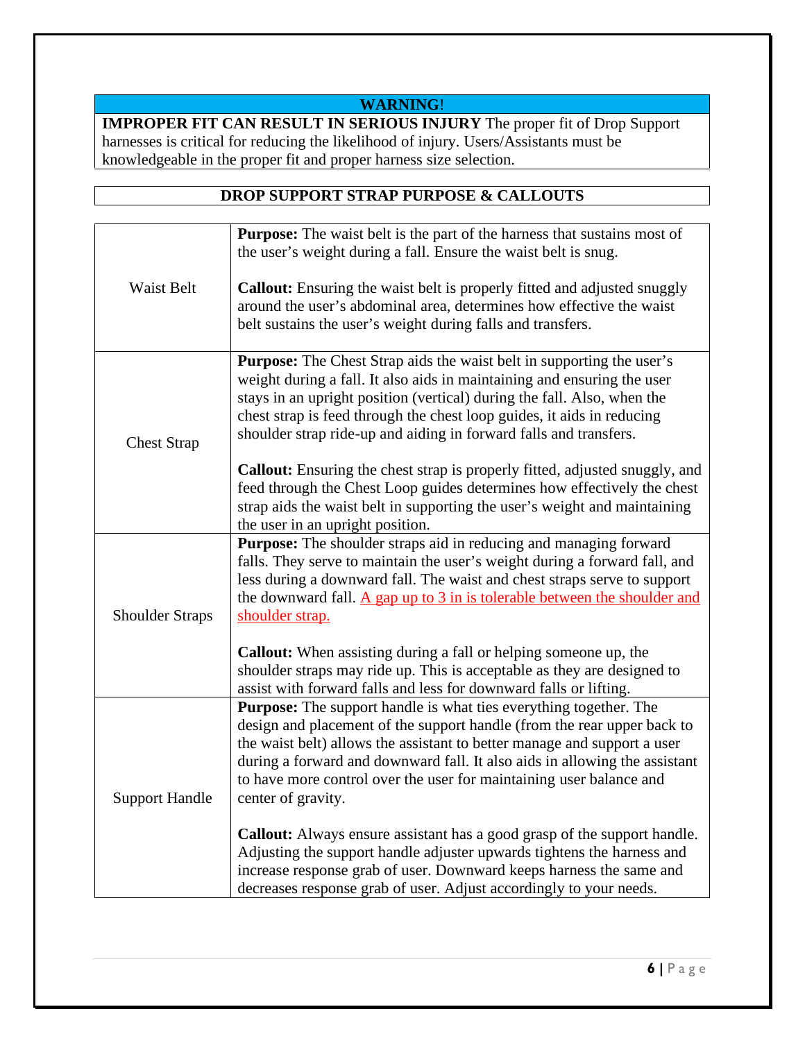**WARNING!**

**IMPROPER FIT CAN RESULT IN SERIOUS INJURY** The proper fit of Drop Support harnesses is critical for reducing the likelihood of injury. Users/Assistants must be knowledgeable in the proper fit and proper harness size selection.

## DROP SUPPORT STRAP PURPOSE & CALLOUTS

| | |
|---|---|
| Waist Belt | **Purpose:** The waist belt is the part of the harness that sustains most of the user's weight during a fall. Ensure the waist belt is snug.<br><br>**Callout:** Ensuring the waist belt is properly fitted and adjusted snuggly around the user's abdominal area, determines how effective the waist belt sustains the user's weight during falls and transfers. |
| Chest Strap | **Purpose:** The Chest Strap aids the waist belt in supporting the user's weight during a fall. It also aids in maintaining and ensuring the user stays in an upright position (vertical) during the fall. Also, when the chest strap is feed through the chest loop guides, it aids in reducing shoulder strap ride-up and aiding in forward falls and transfers.<br><br>**Callout:** Ensuring the chest strap is properly fitted, adjusted snuggly, and feed through the Chest Loop guides determines how effectively the chest strap aids the waist belt in supporting the user's weight and maintaining the user in an upright position. |
| Shoulder Straps | **Purpose:** The shoulder straps aid in reducing and managing forward falls. They serve to maintain the user's weight during a forward fall, and less during a downward fall. The waist and chest straps serve to support the downward fall. A gap up to 3 in is tolerable between the shoulder and shoulder strap.<br><br>**Callout:** When assisting during a fall or helping someone up, the shoulder straps may ride up. This is acceptable as they are designed to assist with forward falls and less for downward falls or lifting. |
| Support Handle | **Purpose:** The support handle is what ties everything together. The design and placement of the support handle (from the rear upper back to the waist belt) allows the assistant to better manage and support a user during a forward and downward fall. It also aids in allowing the assistant to have more control over the user for maintaining user balance and center of gravity.<br><br>**Callout:** Always ensure assistant has a good grasp of the support handle. Adjusting the support handle adjuster upwards tightens the harness and increase response grab of user. Downward keeps harness the same and decreases response grab of user. Adjust accordingly to your needs. |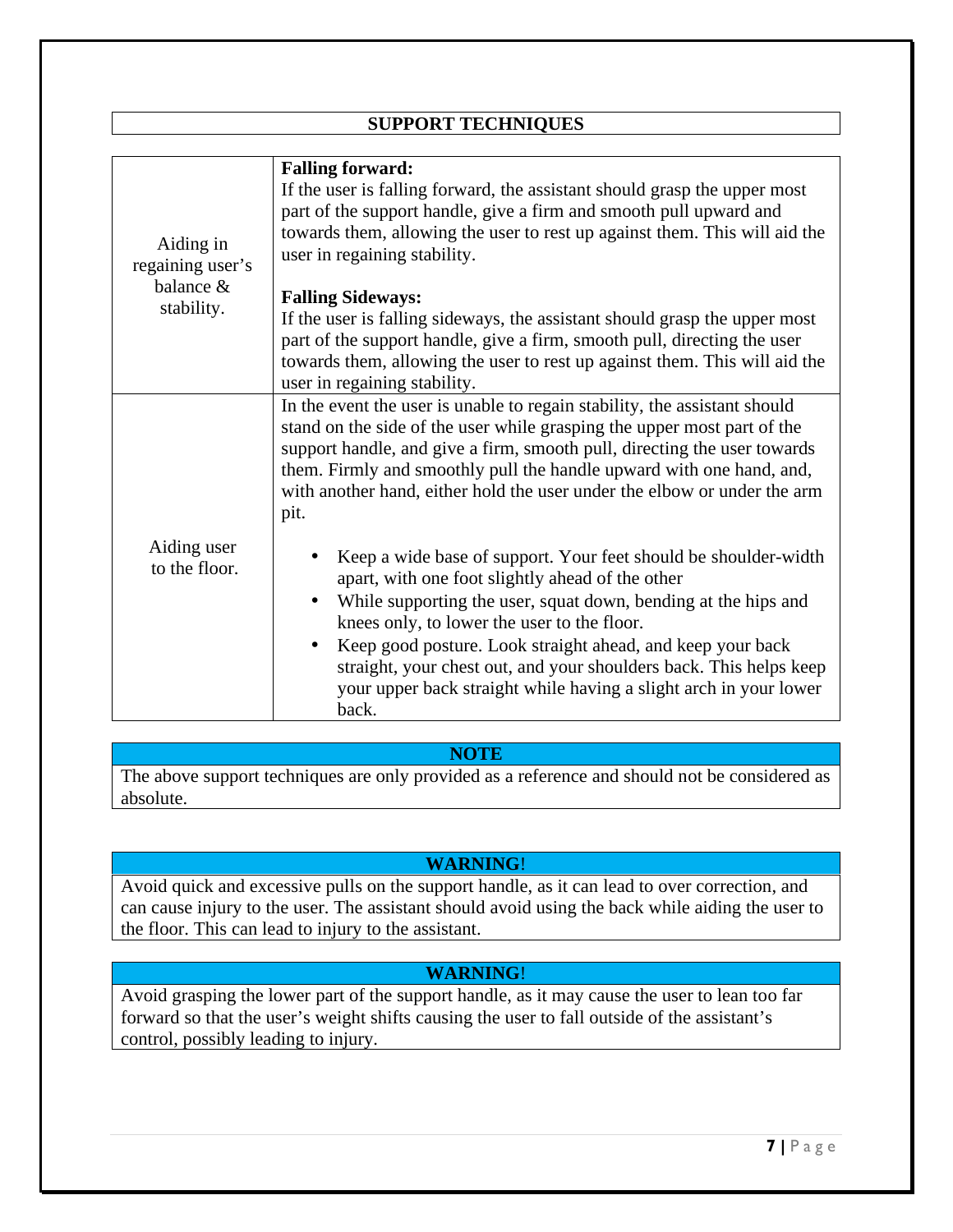## SUPPORT TECHNIQUES

| | |
|---|---|
| Aiding in regaining user's balance & stability. | **Falling forward:**<br>If the user is falling forward, the assistant should grasp the upper most part of the support handle, give a firm and smooth pull upward and towards them, allowing the user to rest up against them. This will aid the user in regaining stability.<br><br>**Falling Sideways:**<br>If the user is falling sideways, the assistant should grasp the upper most part of the support handle, give a firm, smooth pull, directing the user towards them, allowing the user to rest up against them. This will aid the user in regaining stability. |
| Aiding user to the floor. | In the event the user is unable to regain stability, the assistant should stand on the side of the user while grasping the upper most part of the support handle, and give a firm, smooth pull, directing the user towards them. Firmly and smoothly pull the handle upward with one hand, and, with another hand, either hold the user under the elbow or under the arm pit.<br><br>• Keep a wide base of support. Your feet should be shoulder-width apart, with one foot slightly ahead of the other<br>• While supporting the user, squat down, bending at the hips and knees only, to lower the user to the floor.<br>• Keep good posture. Look straight ahead, and keep your back straight, your chest out, and your shoulders back. This helps keep your upper back straight while having a slight arch in your lower back. |

**NOTE**

The above support techniques are only provided as a reference and should not be considered as absolute.

**WARNING!**

Avoid quick and excessive pulls on the support handle, as it can lead to over correction, and can cause injury to the user. The assistant should avoid using the back while aiding the user to the floor. This can lead to injury to the assistant.

**WARNING!**

Avoid grasping the lower part of the support handle, as it may cause the user to lean too far forward so that the user's weight shifts causing the user to fall outside of the assistant's control, possibly leading to injury.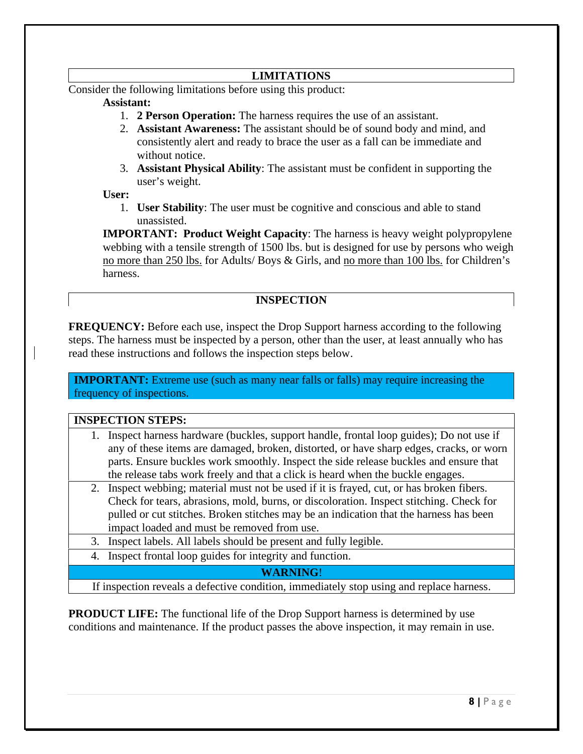## LIMITATIONS

Consider the following limitations before using this product:

**Assistant:**

1. **2 Person Operation:** The harness requires the use of an assistant.
2. **Assistant Awareness:** The assistant should be of sound body and mind, and consistently alert and ready to brace the user as a fall can be immediate and without notice.
3. **Assistant Physical Ability**: The assistant must be confident in supporting the user's weight.

**User:**

1. **User Stability**: The user must be cognitive and conscious and able to stand unassisted.

**IMPORTANT: Product Weight Capacity**: The harness is heavy weight polypropylene webbing with a tensile strength of 1500 lbs. but is designed for use by persons who weigh no more than 250 lbs. for Adults/ Boys & Girls, and no more than 100 lbs. for Children's harness.

## INSPECTION

**FREQUENCY:** Before each use, inspect the Drop Support harness according to the following steps. The harness must be inspected by a person, other than the user, at least annually who has read these instructions and follows the inspection steps below.

**IMPORTANT:** Extreme use (such as many near falls or falls) may require increasing the frequency of inspections.

| INSPECTION STEPS: |
|---|
| 1. Inspect harness hardware (buckles, support handle, frontal loop guides); Do not use if any of these items are damaged, broken, distorted, or have sharp edges, cracks, or worn parts. Ensure buckles work smoothly. Inspect the side release buckles and ensure that the release tabs work freely and that a click is heard when the buckle engages. |
| 2. Inspect webbing; material must not be used if it is frayed, cut, or has broken fibers. Check for tears, abrasions, mold, burns, or discoloration. Inspect stitching. Check for pulled or cut stitches. Broken stitches may be an indication that the harness has been impact loaded and must be removed from use. |
| 3. Inspect labels. All labels should be present and fully legible. |
| 4. Inspect frontal loop guides for integrity and function. |
| **WARNING!** |
| If inspection reveals a defective condition, immediately stop using and replace harness. |

**PRODUCT LIFE:** The functional life of the Drop Support harness is determined by use conditions and maintenance. If the product passes the above inspection, it may remain in use.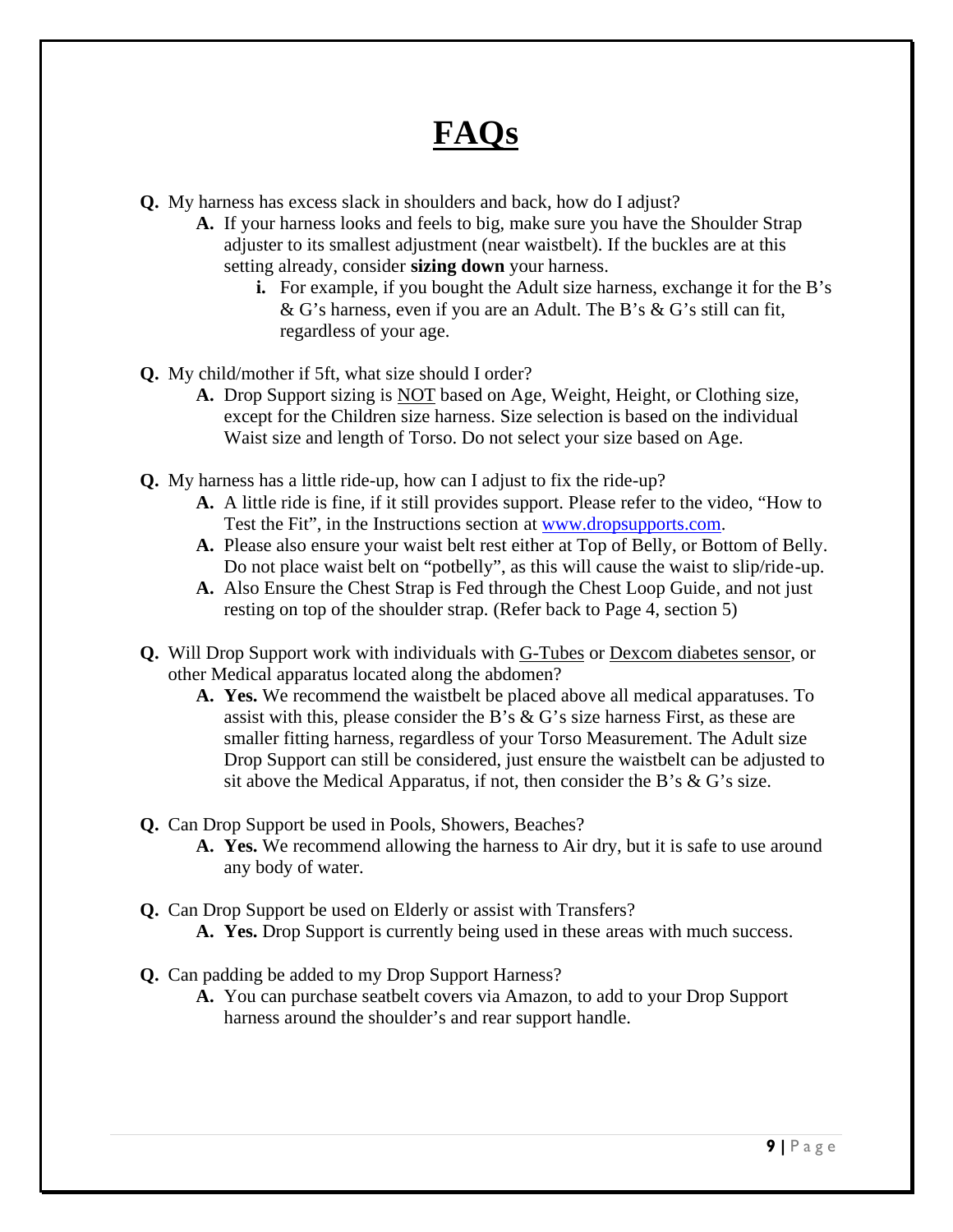# FAQs

**Q.** My harness has excess slack in shoulders and back, how do I adjust?

- **A.** If your harness looks and feels to big, make sure you have the Shoulder Strap adjuster to its smallest adjustment (near waistbelt). If the buckles are at this setting already, consider **sizing down** your harness.
  - **i.** For example, if you bought the Adult size harness, exchange it for the B's & G's harness, even if you are an Adult. The B's & G's still can fit, regardless of your age.

**Q.** My child/mother if 5ft, what size should I order?

- **A.** Drop Support sizing is <u>NOT</u> based on Age, Weight, Height, or Clothing size, except for the Children size harness. Size selection is based on the individual Waist size and length of Torso. Do not select your size based on Age.

**Q.** My harness has a little ride-up, how can I adjust to fix the ride-up?

- **A.** A little ride is fine, if it still provides support. Please refer to the video, "How to Test the Fit", in the Instructions section at [www.dropsupports.com](http://www.dropsupports.com).
- **A.** Please also ensure your waist belt rest either at Top of Belly, or Bottom of Belly. Do not place waist belt on "potbelly", as this will cause the waist to slip/ride-up.
- **A.** Also Ensure the Chest Strap is Fed through the Chest Loop Guide, and not just resting on top of the shoulder strap. (Refer back to Page 4, section 5)

**Q.** Will Drop Support work with individuals with <u>G-Tubes</u> or <u>Dexcom diabetes sensor</u>, or other Medical apparatus located along the abdomen?

- **A. Yes.** We recommend the waistbelt be placed above all medical apparatuses. To assist with this, please consider the B's & G's size harness First, as these are smaller fitting harness, regardless of your Torso Measurement. The Adult size Drop Support can still be considered, just ensure the waistbelt can be adjusted to sit above the Medical Apparatus, if not, then consider the B's & G's size.

**Q.** Can Drop Support be used in Pools, Showers, Beaches?

- **A. Yes.** We recommend allowing the harness to Air dry, but it is safe to use around any body of water.

**Q.** Can Drop Support be used on Elderly or assist with Transfers?

- **A. Yes.** Drop Support is currently being used in these areas with much success.

**Q.** Can padding be added to my Drop Support Harness?

- **A.** You can purchase seatbelt covers via Amazon, to add to your Drop Support harness around the shoulder's and rear support handle.